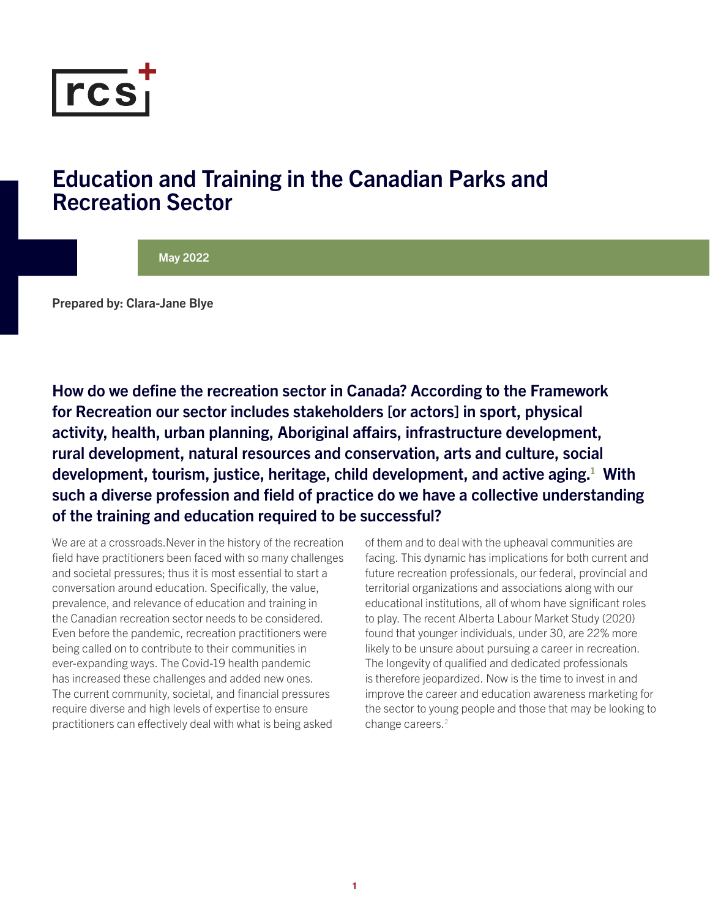rcs+

# Education and Training in the Canadian Parks and Recreation Sector

May 2022

**Prepared by: Clara-Jane Blye**

## How do we define the recreation sector in Canada? According to the Framework for Recreation our sector includes stakeholders [or actors] in sport, physical activity, health, urban planning, Aboriginal affairs, infrastructure development, rural development, natural resources and conservation, arts and culture, social development, tourism, justice, heritage, child development, and active aging.[1] With such a diverse profession and field of practice do we have a collective understanding of the training and education required to be successful?

We are at a crossroads.Never in the history of the recreation field have practitioners been faced with so many challenges and societal pressures; thus it is most essential to start a conversation around education. Specifically, the value, prevalence, and relevance of education and training in the Canadian recreation sector needs to be considered. Even before the pandemic, recreation practitioners were being called on to contribute to their communities in ever-expanding ways. The Covid-19 health pandemic has increased these challenges and added new ones. The current community, societal, and financial pressures require diverse and high levels of expertise to ensure practitioners can effectively deal with what is being asked of them and to deal with the upheaval communities are facing. This dynamic has implications for both current and future recreation professionals, our federal, provincial and territorial organizations and associations along with our educational institutions, all of whom have significant roles to play. The recent Alberta Labour Market Study (2020) found that younger individuals, under 30, are 22% more likely to be unsure about pursuing a career in recreation. The longevity of qualified and dedicated professionals is therefore jeopardized. Now is the time to invest in and improve the career and education awareness marketing for the sector to young people and those that may be looking to change careers.[2]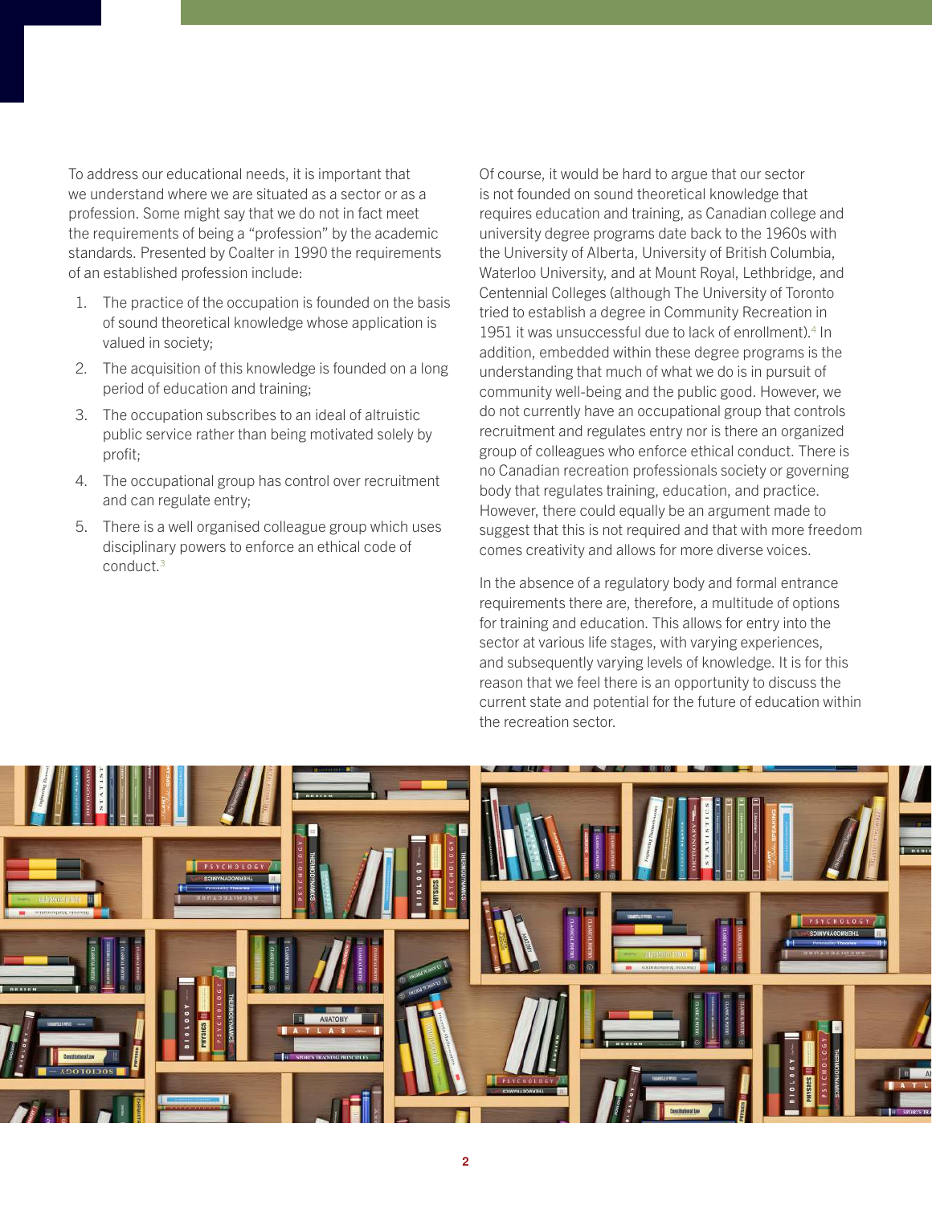To address our educational needs, it is important that we understand where we are situated as a sector or as a profession. Some might say that we do not in fact meet the requirements of being a "profession" by the academic standards. Presented by Coalter in 1990 the requirements of an established profession include:

1. The practice of the occupation is founded on the basis of sound theoretical knowledge whose application is valued in society;
2. The acquisition of this knowledge is founded on a long period of education and training;
3. The occupation subscribes to an ideal of altruistic public service rather than being motivated solely by profit;
4. The occupational group has control over recruitment and can regulate entry;
5. There is a well organised colleague group which uses disciplinary powers to enforce an ethical code of conduct.[3]

Of course, it would be hard to argue that our sector is not founded on sound theoretical knowledge that requires education and training, as Canadian college and university degree programs date back to the 1960s with the University of Alberta, University of British Columbia, Waterloo University, and at Mount Royal, Lethbridge, and Centennial Colleges (although The University of Toronto tried to establish a degree in Community Recreation in 1951 it was unsuccessful due to lack of enrollment).[4] In addition, embedded within these degree programs is the understanding that much of what we do is in pursuit of community well-being and the public good. However, we do not currently have an occupational group that controls recruitment and regulates entry nor is there an organized group of colleagues who enforce ethical conduct. There is no Canadian recreation professionals society or governing body that regulates training, education, and practice. However, there could equally be an argument made to suggest that this is not required and that with more freedom comes creativity and allows for more diverse voices.

In the absence of a regulatory body and formal entrance requirements there are, therefore, a multitude of options for training and education. This allows for entry into the sector at various life stages, with varying experiences, and subsequently varying levels of knowledge. It is for this reason that we feel there is an opportunity to discuss the current state and potential for the future of education within the recreation sector.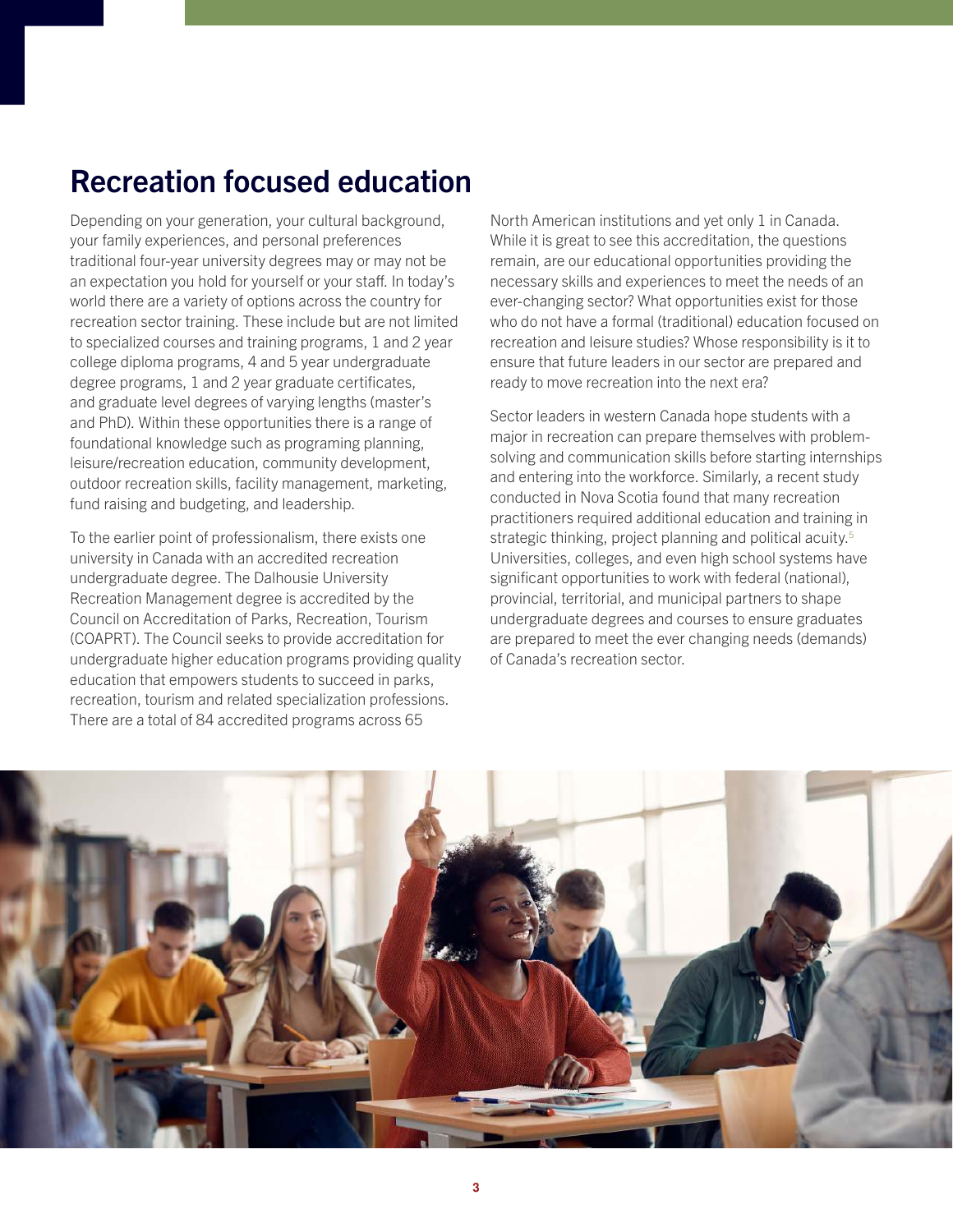## Recreation focused education

Depending on your generation, your cultural background, your family experiences, and personal preferences traditional four-year university degrees may or may not be an expectation you hold for yourself or your staff. In today's world there are a variety of options across the country for recreation sector training. These include but are not limited to specialized courses and training programs, 1 and 2 year college diploma programs, 4 and 5 year undergraduate degree programs, 1 and 2 year graduate certificates, and graduate level degrees of varying lengths (master's and PhD). Within these opportunities there is a range of foundational knowledge such as programing planning, leisure/recreation education, community development, outdoor recreation skills, facility management, marketing, fund raising and budgeting, and leadership.

To the earlier point of professionalism, there exists one university in Canada with an accredited recreation undergraduate degree. The Dalhousie University Recreation Management degree is accredited by the Council on Accreditation of Parks, Recreation, Tourism (COAPRT). The Council seeks to provide accreditation for undergraduate higher education programs providing quality education that empowers students to succeed in parks, recreation, tourism and related specialization professions. There are a total of 84 accredited programs across 65 North American institutions and yet only 1 in Canada. While it is great to see this accreditation, the questions remain, are our educational opportunities providing the necessary skills and experiences to meet the needs of an ever-changing sector? What opportunities exist for those who do not have a formal (traditional) education focused on recreation and leisure studies? Whose responsibility is it to ensure that future leaders in our sector are prepared and ready to move recreation into the next era?

Sector leaders in western Canada hope students with a major in recreation can prepare themselves with problem-solving and communication skills before starting internships and entering into the workforce. Similarly, a recent study conducted in Nova Scotia found that many recreation practitioners required additional education and training in strategic thinking, project planning and political acuity.[5] Universities, colleges, and even high school systems have significant opportunities to work with federal (national), provincial, territorial, and municipal partners to shape undergraduate degrees and courses to ensure graduates are prepared to meet the ever changing needs (demands) of Canada's recreation sector.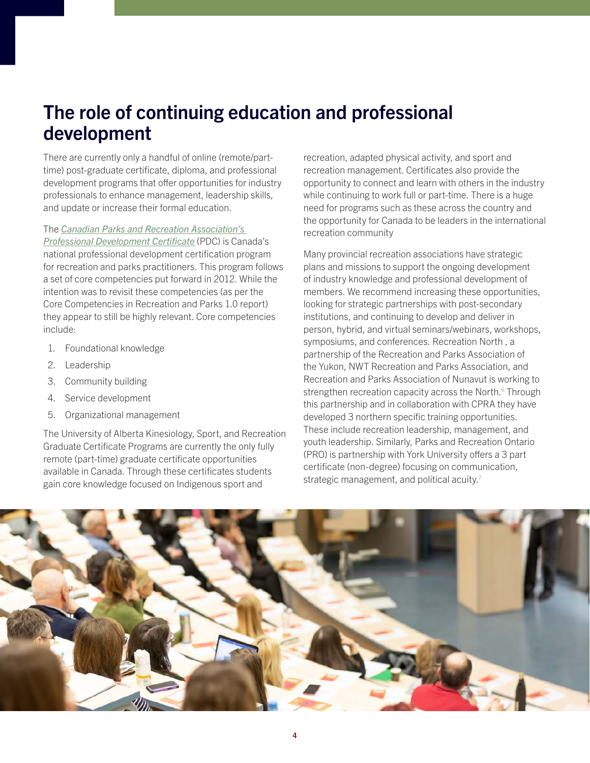## The role of continuing education and professional development

There are currently only a handful of online (remote/part-time) post-graduate certificate, diploma, and professional development programs that offer opportunities for industry professionals to enhance management, leadership skills, and update or increase their formal education.

The *Canadian Parks and Recreation Association's Professional Development Certificate* (PDC) is Canada's national professional development certification program for recreation and parks practitioners. This program follows a set of core competencies put forward in 2012. While the intention was to revisit these competencies (as per the Core Competencies in Recreation and Parks 1.0 report) they appear to still be highly relevant. Core competencies include:

1. Foundational knowledge
2. Leadership
3. Community building
4. Service development
5. Organizational management

The University of Alberta Kinesiology, Sport, and Recreation Graduate Certificate Programs are currently the only fully remote (part-time) graduate certificate opportunities available in Canada. Through these certificates students gain core knowledge focused on Indigenous sport and recreation, adapted physical activity, and sport and recreation management. Certificates also provide the opportunity to connect and learn with others in the industry while continuing to work full or part-time. There is a huge need for programs such as these across the country and the opportunity for Canada to be leaders in the international recreation community

Many provincial recreation associations have strategic plans and missions to support the ongoing development of industry knowledge and professional development of members. We recommend increasing these opportunities, looking for strategic partnerships with post-secondary institutions, and continuing to develop and deliver in person, hybrid, and virtual seminars/webinars, workshops, symposiums, and conferences. Recreation North , a partnership of the Recreation and Parks Association of the Yukon, NWT Recreation and Parks Association, and Recreation and Parks Association of Nunavut is working to strengthen recreation capacity across the North.[6] Through this partnership and in collaboration with CPRA they have developed 3 northern specific training opportunities. These include recreation leadership, management, and youth leadership. Similarly, Parks and Recreation Ontario (PRO) is partnership with York University offers a 3 part certificate (non-degree) focusing on communication, strategic management, and political acuity.[7]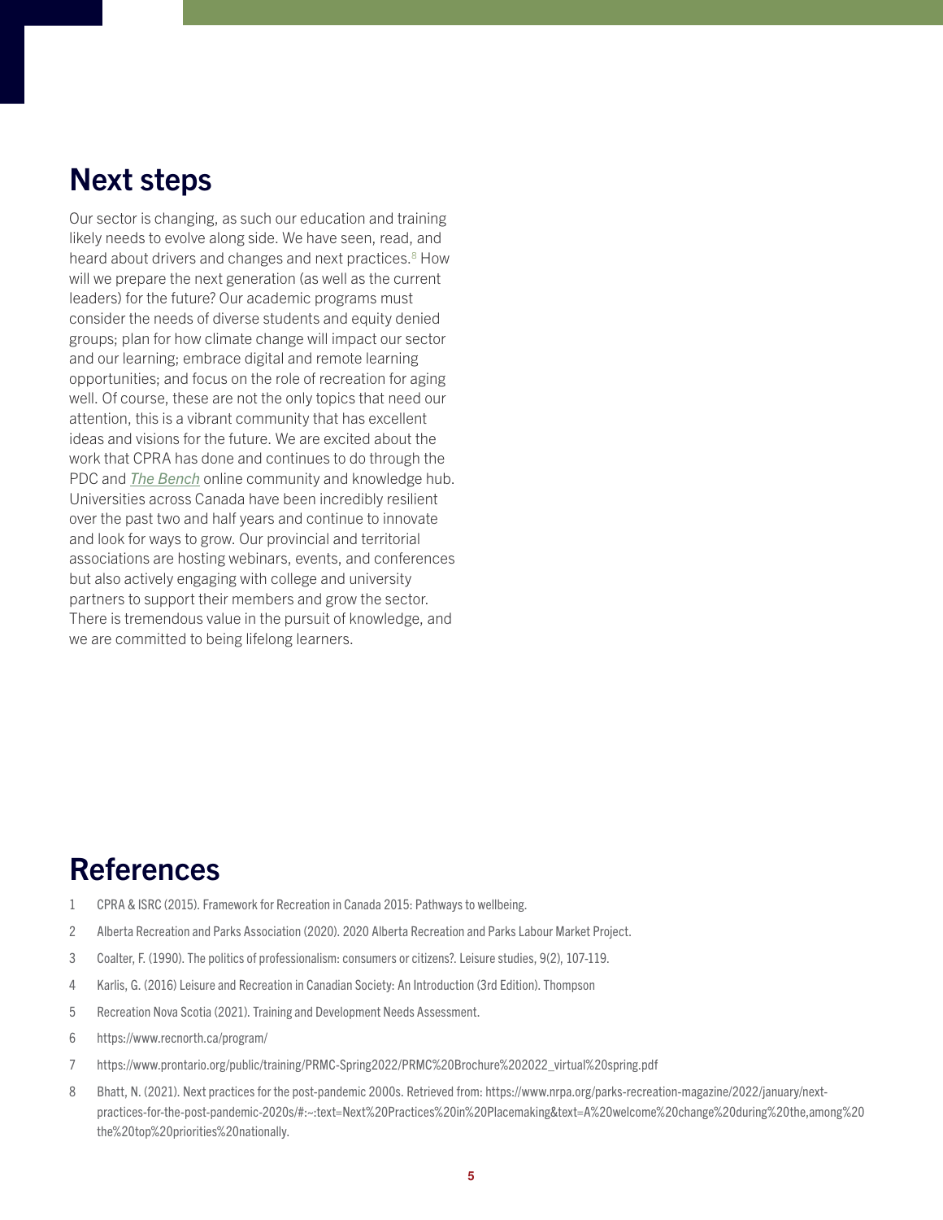## Next steps

Our sector is changing, as such our education and training likely needs to evolve along side. We have seen, read, and heard about drivers and changes and next practices.[8] How will we prepare the next generation (as well as the current leaders) for the future? Our academic programs must consider the needs of diverse students and equity denied groups; plan for how climate change will impact our sector and our learning; embrace digital and remote learning opportunities; and focus on the role of recreation for aging well. Of course, these are not the only topics that need our attention, this is a vibrant community that has excellent ideas and visions for the future. We are excited about the work that CPRA has done and continues to do through the PDC and *The Bench* online community and knowledge hub. Universities across Canada have been incredibly resilient over the past two and half years and continue to innovate and look for ways to grow. Our provincial and territorial associations are hosting webinars, events, and conferences but also actively engaging with college and university partners to support their members and grow the sector. There is tremendous value in the pursuit of knowledge, and we are committed to being lifelong learners.

## References

1. CPRA & ISRC (2015). Framework for Recreation in Canada 2015: Pathways to wellbeing.
2. Alberta Recreation and Parks Association (2020). 2020 Alberta Recreation and Parks Labour Market Project.
3. Coalter, F. (1990). The politics of professionalism: consumers or citizens?. Leisure studies, 9(2), 107-119.
4. Karlis, G. (2016) Leisure and Recreation in Canadian Society: An Introduction (3rd Edition). Thompson
5. Recreation Nova Scotia (2021). Training and Development Needs Assessment.
6. https://www.recnorth.ca/program/
7. https://www.prontario.org/public/training/PRMC-Spring2022/PRMC%20Brochure%202022_virtual%20spring.pdf
8. Bhatt, N. (2021). Next practices for the post-pandemic 2000s. Retrieved from: https://www.nrpa.org/parks-recreation-magazine/2022/january/next-practices-for-the-post-pandemic-2020s/#:~:text=Next%20Practices%20in%20Placemaking&text=A%20welcome%20change%20during%20the,among%20the%20top%20priorities%20nationally.